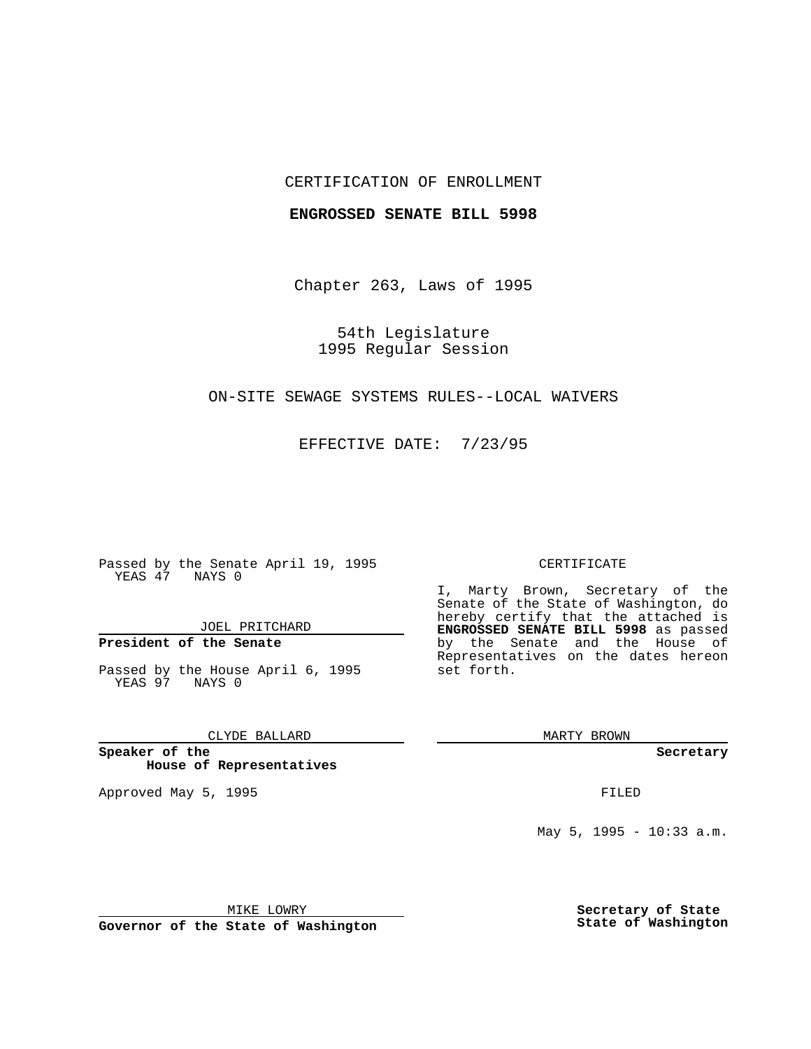CERTIFICATION OF ENROLLMENT

**ENGROSSED SENATE BILL 5998**

Chapter 263, Laws of 1995

54th Legislature
1995 Regular Session

ON-SITE SEWAGE SYSTEMS RULES--LOCAL WAIVERS

EFFECTIVE DATE: 7/23/95

Passed by the Senate April 19, 1995
YEAS 47 NAYS 0

JOEL PRITCHARD

**President of the Senate**

Passed by the House April 6, 1995
YEAS 97 NAYS 0

CLYDE BALLARD

**Speaker of the House of Representatives**

Approved May 5, 1995

MIKE LOWRY

**Governor of the State of Washington**

CERTIFICATE

I, Marty Brown, Secretary of the Senate of the State of Washington, do hereby certify that the attached is **ENGROSSED SENATE BILL 5998** as passed by the Senate and the House of Representatives on the dates hereon set forth.

MARTY BROWN

**Secretary**

FILED

May 5, 1995 - 10:33 a.m.

**Secretary of State**
**State of Washington**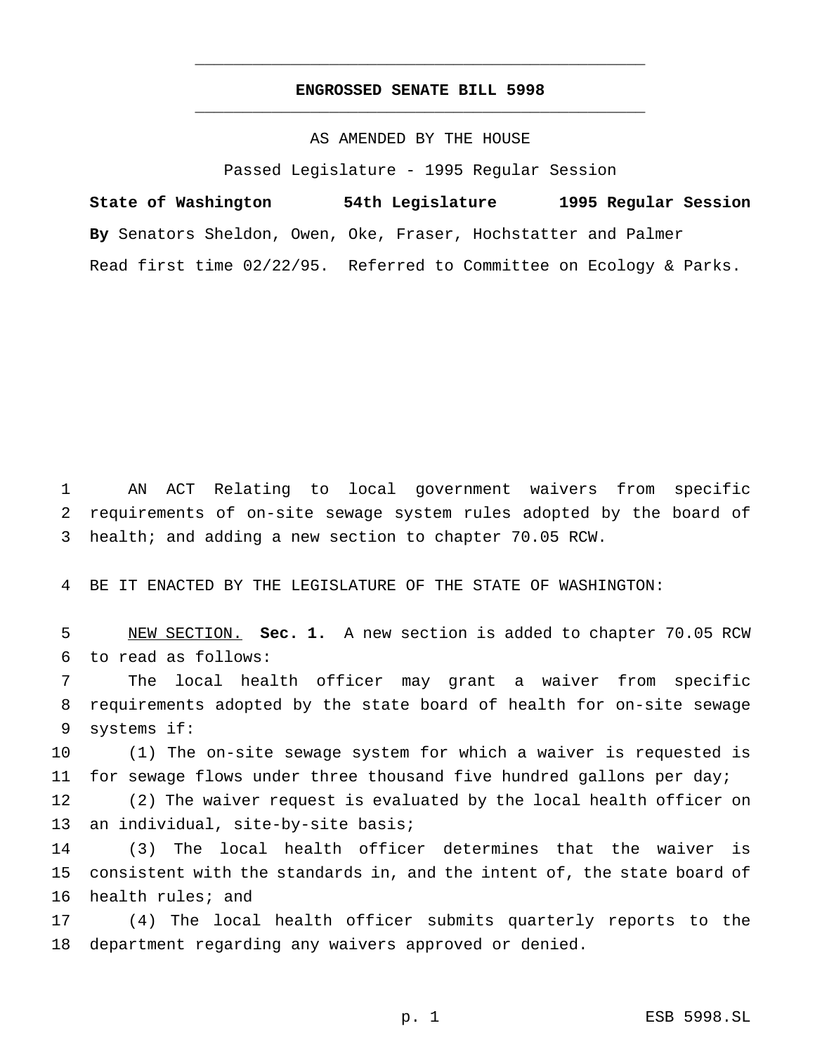# ENGROSSED SENATE BILL 5998

AS AMENDED BY THE HOUSE

Passed Legislature - 1995 Regular Session

**State of Washington 54th Legislature 1995 Regular Session**

**By** Senators Sheldon, Owen, Oke, Fraser, Hochstatter and Palmer

Read first time 02/22/95. Referred to Committee on Ecology & Parks.

AN ACT Relating to local government waivers from specific requirements of on-site sewage system rules adopted by the board of health; and adding a new section to chapter 70.05 RCW.

BE IT ENACTED BY THE LEGISLATURE OF THE STATE OF WASHINGTON:

NEW SECTION. **Sec. 1.** A new section is added to chapter 70.05 RCW to read as follows:

The local health officer may grant a waiver from specific requirements adopted by the state board of health for on-site sewage systems if:

(1) The on-site sewage system for which a waiver is requested is for sewage flows under three thousand five hundred gallons per day;

(2) The waiver request is evaluated by the local health officer on an individual, site-by-site basis;

(3) The local health officer determines that the waiver is consistent with the standards in, and the intent of, the state board of health rules; and

(4) The local health officer submits quarterly reports to the department regarding any waivers approved or denied.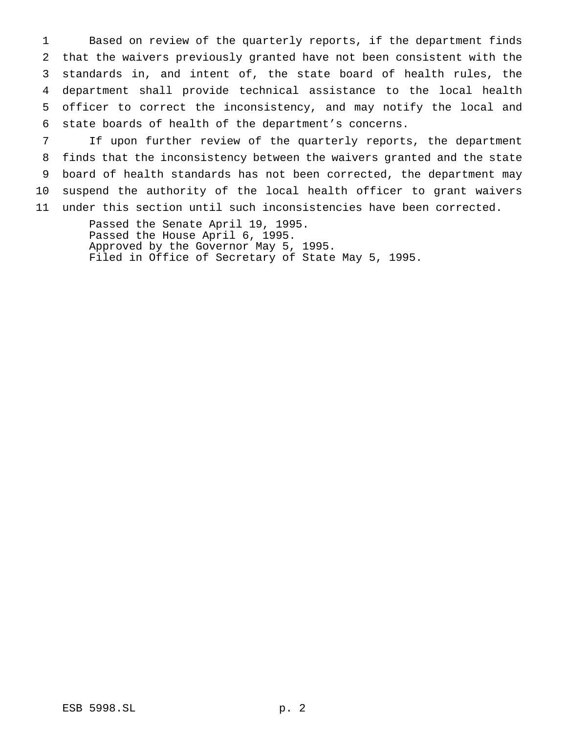Based on review of the quarterly reports, if the department finds that the waivers previously granted have not been consistent with the standards in, and intent of, the state board of health rules, the department shall provide technical assistance to the local health officer to correct the inconsistency, and may notify the local and state boards of health of the department's concerns.

If upon further review of the quarterly reports, the department finds that the inconsistency between the waivers granted and the state board of health standards has not been corrected, the department may suspend the authority of the local health officer to grant waivers under this section until such inconsistencies have been corrected.

Passed the Senate April 19, 1995.
Passed the House April 6, 1995.
Approved by the Governor May 5, 1995.
Filed in Office of Secretary of State May 5, 1995.